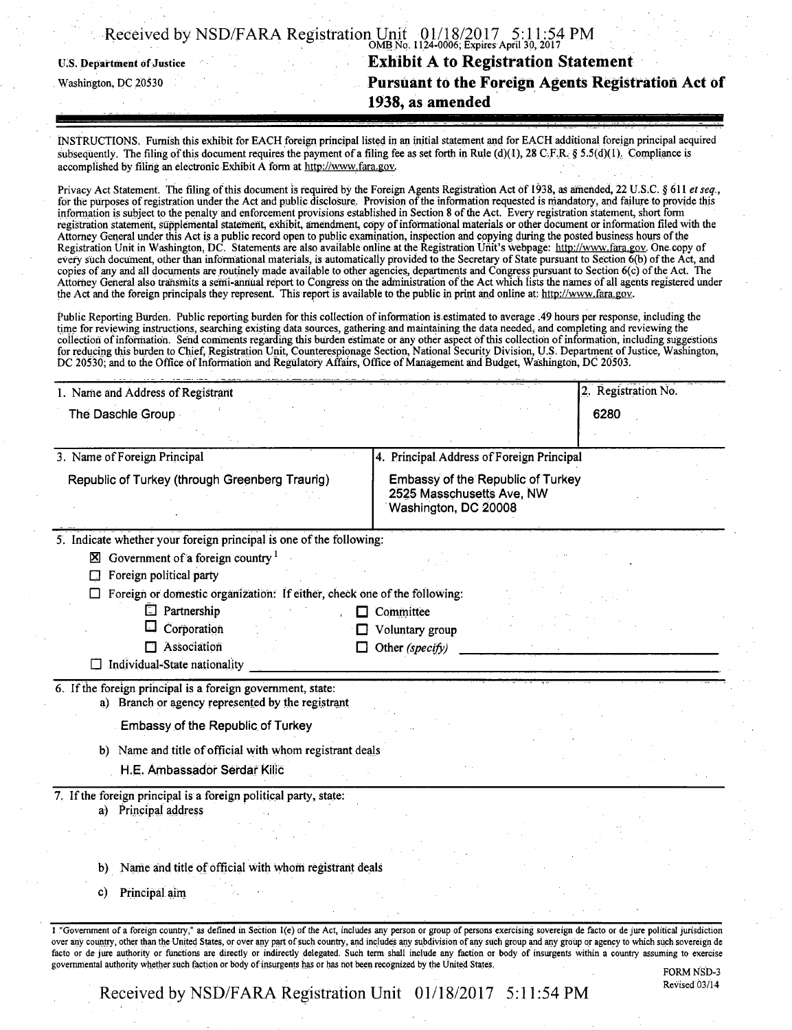U.S. Department of Justice
Washington, DC 20530

OMB No. 1124-0006; Expires April 30, 2017

# Exhibit A to Registration Statement Pursuant to the Foreign Agents Registration Act of 1938, as amended

INSTRUCTIONS. Furnish this exhibit for EACH foreign principal listed in an initial statement and for EACH additional foreign principal acquired subsequently. The filing of this document requires the payment of a filing fee as set forth in Rule (d)(1), 28 C.F.R. § 5.5(d)(1). Compliance is accomplished by filing an electronic Exhibit A form at http://www.fara.gov.

Privacy Act Statement. The filing of this document is required by the Foreign Agents Registration Act of 1938, as amended, 22 U.S.C. § 611 *et seq.*, for the purposes of registration under the Act and public disclosure. Provision of the information requested is mandatory, and failure to provide this information is subject to the penalty and enforcement provisions established in Section 8 of the Act. Every registration statement, short form registration statement, supplemental statement, exhibit, amendment, copy of informational materials or other document or information filed with the Attorney General under this Act is a public record open to public examination, inspection and copying during the posted business hours of the Registration Unit in Washington, DC. Statements are also available online at the Registration Unit's webpage: http://www.fara.gov. One copy of every such document, other than informational materials, is automatically provided to the Secretary of State pursuant to Section 6(b) of the Act, and copies of any and all documents are routinely made available to other agencies, departments and Congress pursuant to Section 6(c) of the Act. The Attorney General also transmits a semi-annual report to Congress on the administration of the Act which lists the names of all agents registered under the Act and the foreign principals they represent. This report is available to the public in print and online at: http://www.fara.gov.

Public Reporting Burden. Public reporting burden for this collection of information is estimated to average .49 hours per response, including the time for reviewing instructions, searching existing data sources, gathering and maintaining the data needed, and completing and reviewing the collection of information. Send comments regarding this burden estimate or any other aspect of this collection of information, including suggestions for reducing this burden to Chief, Registration Unit, Counterespionage Section, National Security Division, U.S. Department of Justice, Washington, DC 20530; and to the Office of Information and Regulatory Affairs, Office of Management and Budget, Washington, DC 20503.

| 1. Name and Address of Registrant | 2. Registration No. |
|---|---|
| The Daschle Group | 6280 |

| 3. Name of Foreign Principal | 4. Principal Address of Foreign Principal |
|---|---|
| Republic of Turkey (through Greenberg Traurig) | Embassy of the Republic of Turkey<br>2525 Masschusetts Ave, NW<br>Washington, DC 20008 |

5. Indicate whether your foreign principal is one of the following:

- ☒ Government of a foreign country [1]
- ☐ Foreign political party
- ☐ Foreign or domestic organization: If either, check one of the following:
  - ☐ Partnership
  - ☐ Corporation
  - ☐ Association
  - ☐ Committee
  - ☐ Voluntary group
  - ☐ Other *(specify)* ______
- ☐ Individual-State nationality ______

6. If the foreign principal is a foreign government, state:

a) Branch or agency represented by the registrant

Embassy of the Republic of Turkey

b) Name and title of official with whom registrant deals

H.E. Ambassador Serdar Kilic

7. If the foreign principal is a foreign political party, state:

a) Principal address

b) Name and title of official with whom registrant deals

c) Principal aim

1 "Government of a foreign country," as defined in Section 1(e) of the Act, includes any person or group of persons exercising sovereign de facto or de jure political jurisdiction over any country, other than the United States, or over any part of such country, and includes any subdivision of any such group and any group or agency to which such sovereign de facto or de jure authority or functions are directly or indirectly delegated. Such term shall include any faction or body of insurgents within a country assuming to exercise governmental authority whether such faction or body of insurgents has or has not been recognized by the United States.

FORM NSD-3
Revised 03/14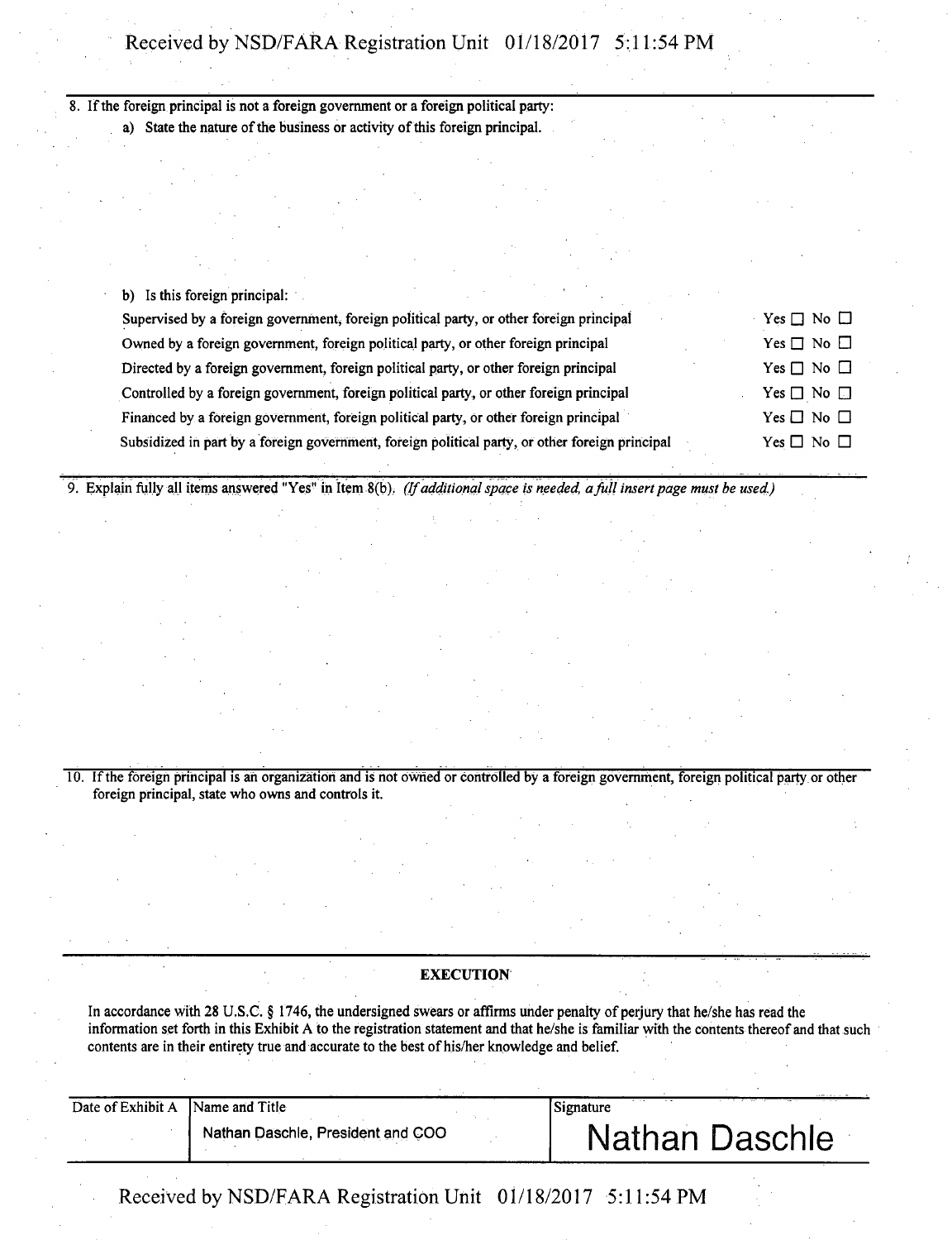8. If the foreign principal is not a foreign government or a foreign political party:

a) State the nature of the business or activity of this foreign principal.

b) Is this foreign principal:

| | |
|---|---|
| Supervised by a foreign government, foreign political party, or other foreign principal | Yes ☐ No ☐ |
| Owned by a foreign government, foreign political party, or other foreign principal | Yes ☐ No ☐ |
| Directed by a foreign government, foreign political party, or other foreign principal | Yes ☐ No ☐ |
| Controlled by a foreign government, foreign political party, or other foreign principal | Yes ☐ No ☐ |
| Financed by a foreign government, foreign political party, or other foreign principal | Yes ☐ No ☐ |
| Subsidized in part by a foreign government, foreign political party, or other foreign principal | Yes ☐ No ☐ |

9. Explain fully all items answered "Yes" in Item 8(b). *(If additional space is needed, a full insert page must be used.)*

10. If the foreign principal is an organization and is not owned or controlled by a foreign government, foreign political party or other foreign principal, state who owns and controls it.

**EXECUTION**

In accordance with 28 U.S.C. § 1746, the undersigned swears or affirms under penalty of perjury that he/she has read the information set forth in this Exhibit A to the registration statement and that he/she is familiar with the contents thereof and that such contents are in their entirety true and accurate to the best of his/her knowledge and belief.

| Date of Exhibit A | Name and Title | Signature |
|---|---|---|
| | Nathan Daschle, President and COO | Nathan Daschle |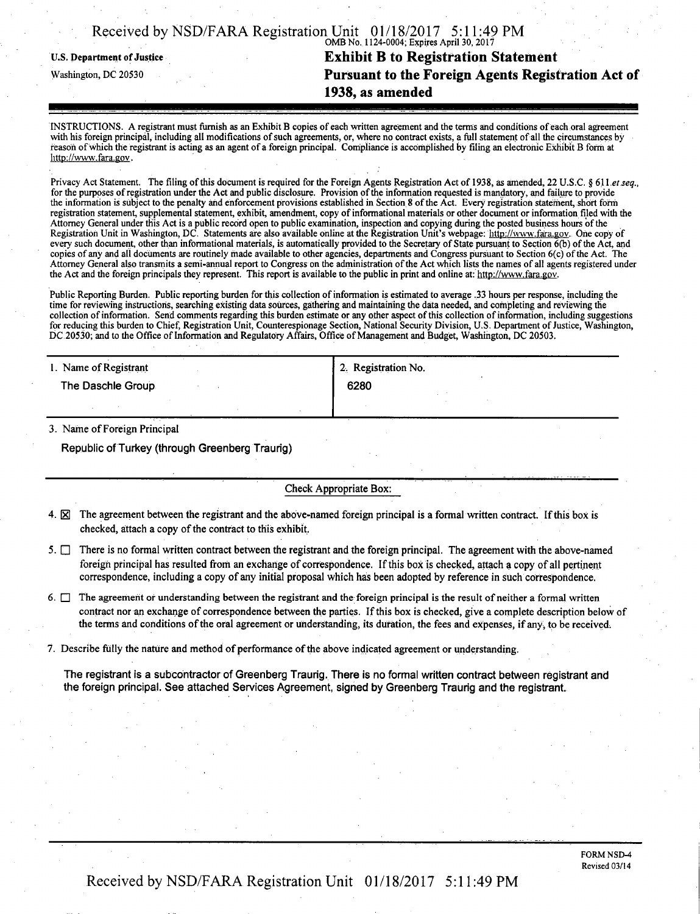U.S. Department of Justice

Washington, DC 20530

OMB No. 1124-0004; Expires April 30, 2017

# Exhibit B to Registration Statement Pursuant to the Foreign Agents Registration Act of 1938, as amended

INSTRUCTIONS. A registrant must furnish as an Exhibit B copies of each written agreement and the terms and conditions of each oral agreement with his foreign principal, including all modifications of such agreements, or, where no contract exists, a full statement of all the circumstances by reason of which the registrant is acting as an agent of a foreign principal. Compliance is accomplished by filing an electronic Exhibit B form at http://www.fara.gov.

Privacy Act Statement. The filing of this document is required for the Foreign Agents Registration Act of 1938, as amended, 22 U.S.C. § 611 *et seq.*, for the purposes of registration under the Act and public disclosure. Provision of the information requested is mandatory, and failure to provide the information is subject to the penalty and enforcement provisions established in Section 8 of the Act. Every registration statement, short form registration statement, supplemental statement, exhibit, amendment, copy of informational materials or other document or information filed with the Attorney General under this Act is a public record open to public examination, inspection and copying during the posted business hours of the Registration Unit in Washington, DC. Statements are also available online at the Registration Unit's webpage: http://www.fara.gov. One copy of every such document, other than informational materials, is automatically provided to the Secretary of State pursuant to Section 6(b) of the Act, and copies of any and all documents are routinely made available to other agencies, departments and Congress pursuant to Section 6(c) of the Act. The Attorney General also transmits a semi-annual report to Congress on the administration of the Act which lists the names of all agents registered under the Act and the foreign principals they represent. This report is available to the public in print and online at: http://www.fara.gov.

Public Reporting Burden. Public reporting burden for this collection of information is estimated to average .33 hours per response, including the time for reviewing instructions, searching existing data sources, gathering and maintaining the data needed, and completing and reviewing the collection of information. Send comments regarding this burden estimate or any other aspect of this collection of information, including suggestions for reducing this burden to Chief, Registration Unit, Counterespionage Section, National Security Division, U.S. Department of Justice, Washington, DC 20530; and to the Office of Information and Regulatory Affairs, Office of Management and Budget, Washington, DC 20503.

| 1. Name of Registrant | 2. Registration No. |
|---|---|
| The Daschle Group | 6280 |

3. Name of Foreign Principal

Republic of Turkey (through Greenberg Traurig)

Check Appropriate Box:

4. ☒ The agreement between the registrant and the above-named foreign principal is a formal written contract. If this box is checked, attach a copy of the contract to this exhibit.

5. ☐ There is no formal written contract between the registrant and the foreign principal. The agreement with the above-named foreign principal has resulted from an exchange of correspondence. If this box is checked, attach a copy of all pertinent correspondence, including a copy of any initial proposal which has been adopted by reference in such correspondence.

6. ☐ The agreement or understanding between the registrant and the foreign principal is the result of neither a formal written contract nor an exchange of correspondence between the parties. If this box is checked, give a complete description below of the terms and conditions of the oral agreement or understanding, its duration, the fees and expenses, if any, to be received.

7. Describe fully the nature and method of performance of the above indicated agreement or understanding.

The registrant is a subcontractor of Greenberg Traurig. There is no formal written contract between registrant and the foreign principal. See attached Services Agreement, signed by Greenberg Traurig and the registrant.

FORM NSD-4
Revised 03/14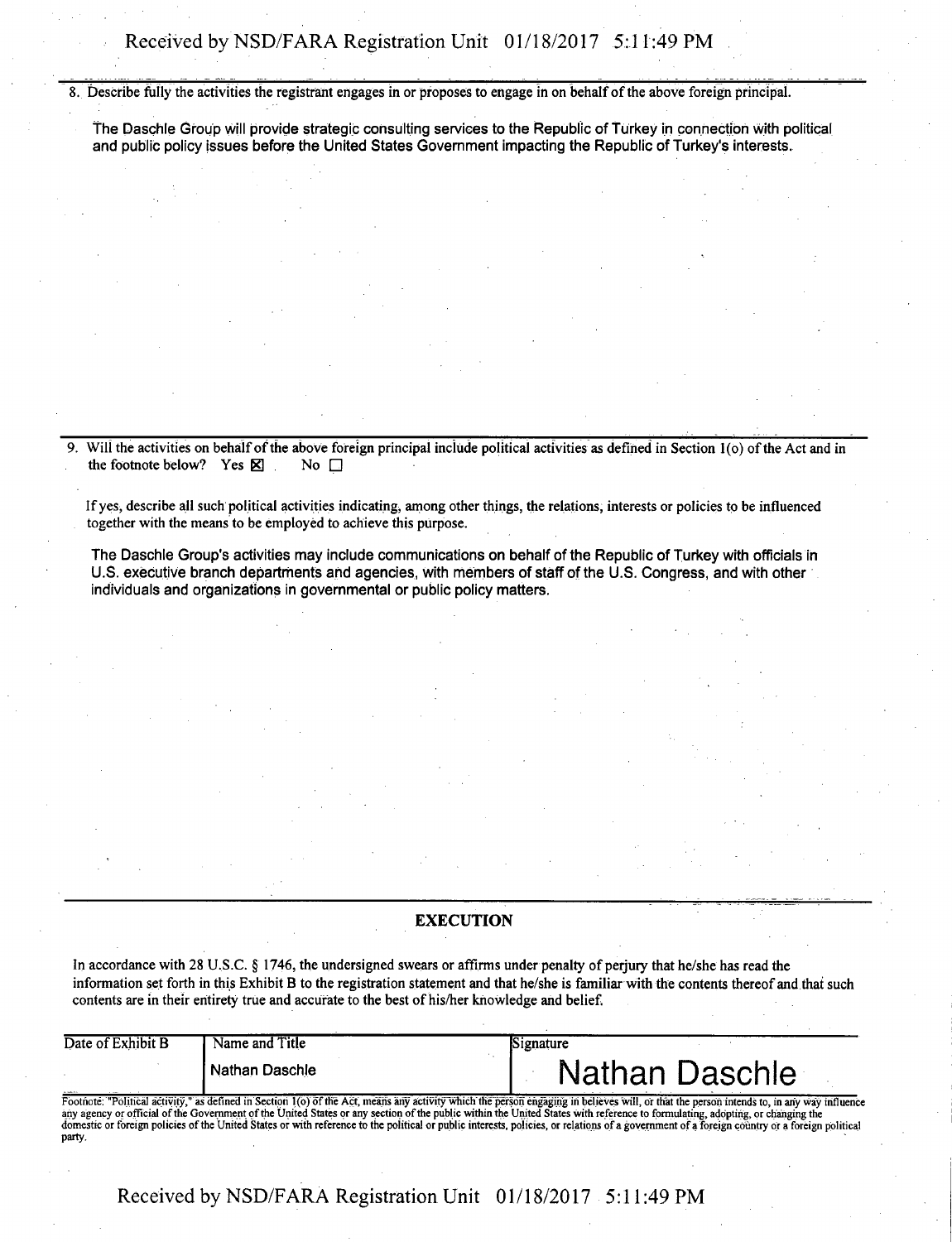8. Describe fully the activities the registrant engages in or proposes to engage in on behalf of the above foreign principal.

The Daschle Group will provide strategic consulting services to the Republic of Turkey in connection with political and public policy issues before the United States Government impacting the Republic of Turkey's interests.

9. Will the activities on behalf of the above foreign principal include political activities as defined in Section 1(o) of the Act and in the footnote below? Yes ☒ No ☐

If yes, describe all such political activities indicating, among other things, the relations, interests or policies to be influenced together with the means to be employed to achieve this purpose.

The Daschle Group's activities may include communications on behalf of the Republic of Turkey with officials in U.S. executive branch departments and agencies, with members of staff of the U.S. Congress, and with other individuals and organizations in governmental or public policy matters.

## EXECUTION

In accordance with 28 U.S.C. § 1746, the undersigned swears or affirms under penalty of perjury that he/she has read the information set forth in this Exhibit B to the registration statement and that he/she is familiar with the contents thereof and that such contents are in their entirety true and accurate to the best of his/her knowledge and belief.

| Date of Exhibit B | Name and Title | Signature |
| --- | --- | --- |
| | Nathan Daschle | Nathan Daschle |

Footnote: "Political activity," as defined in Section 1(o) of the Act, means any activity which the person engaging in believes will, or that the person intends to, in any way influence any agency or official of the Government of the United States or any section of the public within the United States with reference to formulating, adopting, or changing the domestic or foreign policies of the United States or with reference to the political or public interests, policies, or relations of a government of a foreign country or a foreign political party.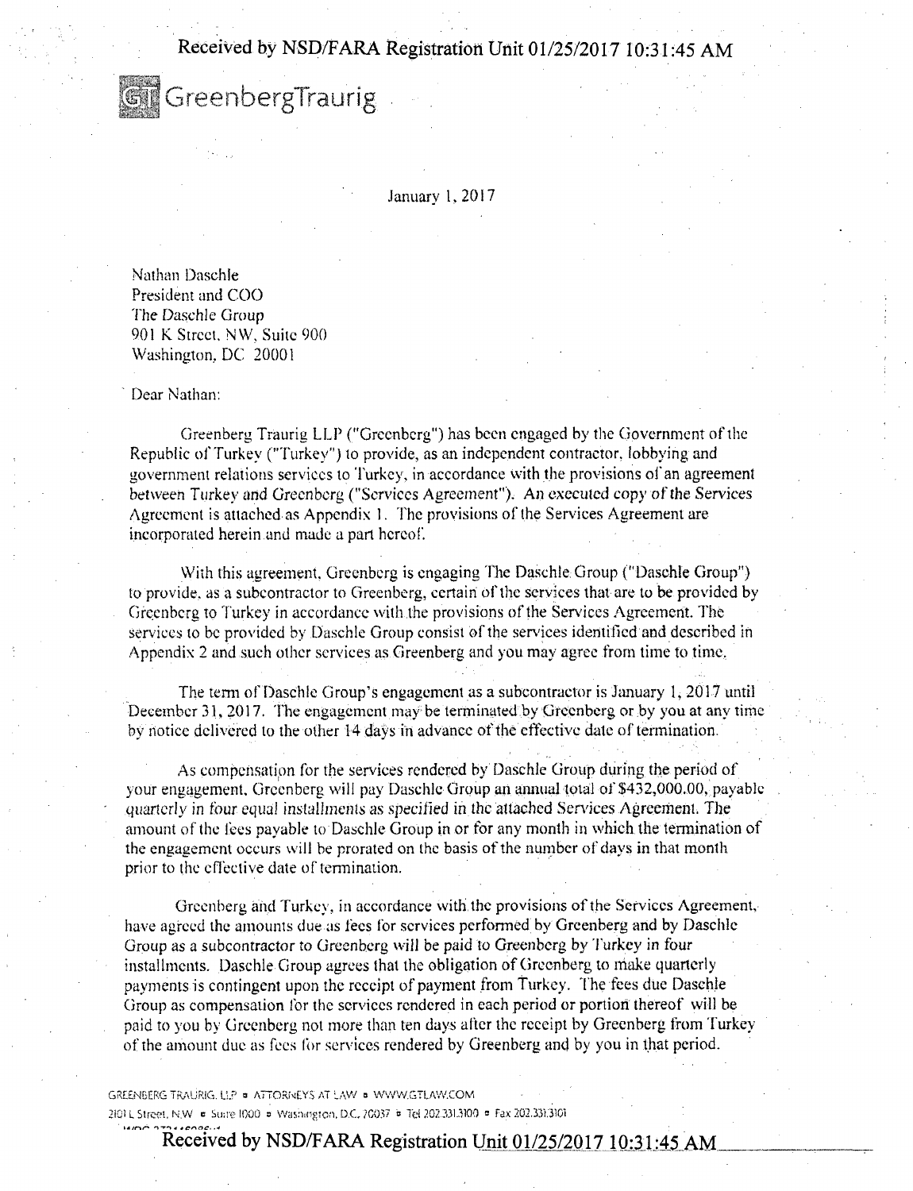GreenbergTraurig

January 1, 2017

Nathan Daschle
President and COO
The Daschle Group
901 K Street, NW, Suite 900
Washington, DC 20001

Dear Nathan:

Greenberg Traurig LLP ("Greenberg") has been engaged by the Government of the Republic of Turkey ("Turkey") to provide, as an independent contractor, lobbying and government relations services to Turkey, in accordance with the provisions of an agreement between Turkey and Greenberg ("Services Agreement"). An executed copy of the Services Agreement is attached as Appendix 1. The provisions of the Services Agreement are incorporated herein and made a part hereof.

With this agreement, Greenberg is engaging The Daschle Group ("Daschle Group") to provide, as a subcontractor to Greenberg, certain of the services that are to be provided by Greenberg to Turkey in accordance with the provisions of the Services Agreement. The services to be provided by Daschle Group consist of the services identified and described in Appendix 2 and such other services as Greenberg and you may agree from time to time.

The term of Daschle Group's engagement as a subcontractor is January 1, 2017 until December 31, 2017. The engagement may be terminated by Greenberg or by you at any time by notice delivered to the other 14 days in advance of the effective date of termination.

As compensation for the services rendered by Daschle Group during the period of your engagement, Greenberg will pay Daschle Group an annual total of $432,000.00, payable quarterly in four equal installments as specified in the attached Services Agreement. The amount of the fees payable to Daschle Group in or for any month in which the termination of the engagement occurs will be prorated on the basis of the number of days in that month prior to the effective date of termination.

Greenberg and Turkey, in accordance with the provisions of the Services Agreement, have agreed the amounts due as fees for services performed by Greenberg and by Daschle Group as a subcontractor to Greenberg will be paid to Greenberg by Turkey in four installments. Daschle Group agrees that the obligation of Greenberg to make quarterly payments is contingent upon the receipt of payment from Turkey. The fees due Daschle Group as compensation for the services rendered in each period or portion thereof will be paid to you by Greenberg not more than ten days after the receipt by Greenberg from Turkey of the amount due as fees for services rendered by Greenberg and by you in that period.

GREENBERG TRAURIG, LLP ▪ ATTORNEYS AT LAW ▪ WWW.GTLAW.COM
2101 L Street, N.W. ▪ Suite 1000 ▪ Washington, D.C. 20037 ▪ Tel 202.331.3100 ▪ Fax 202.331.3101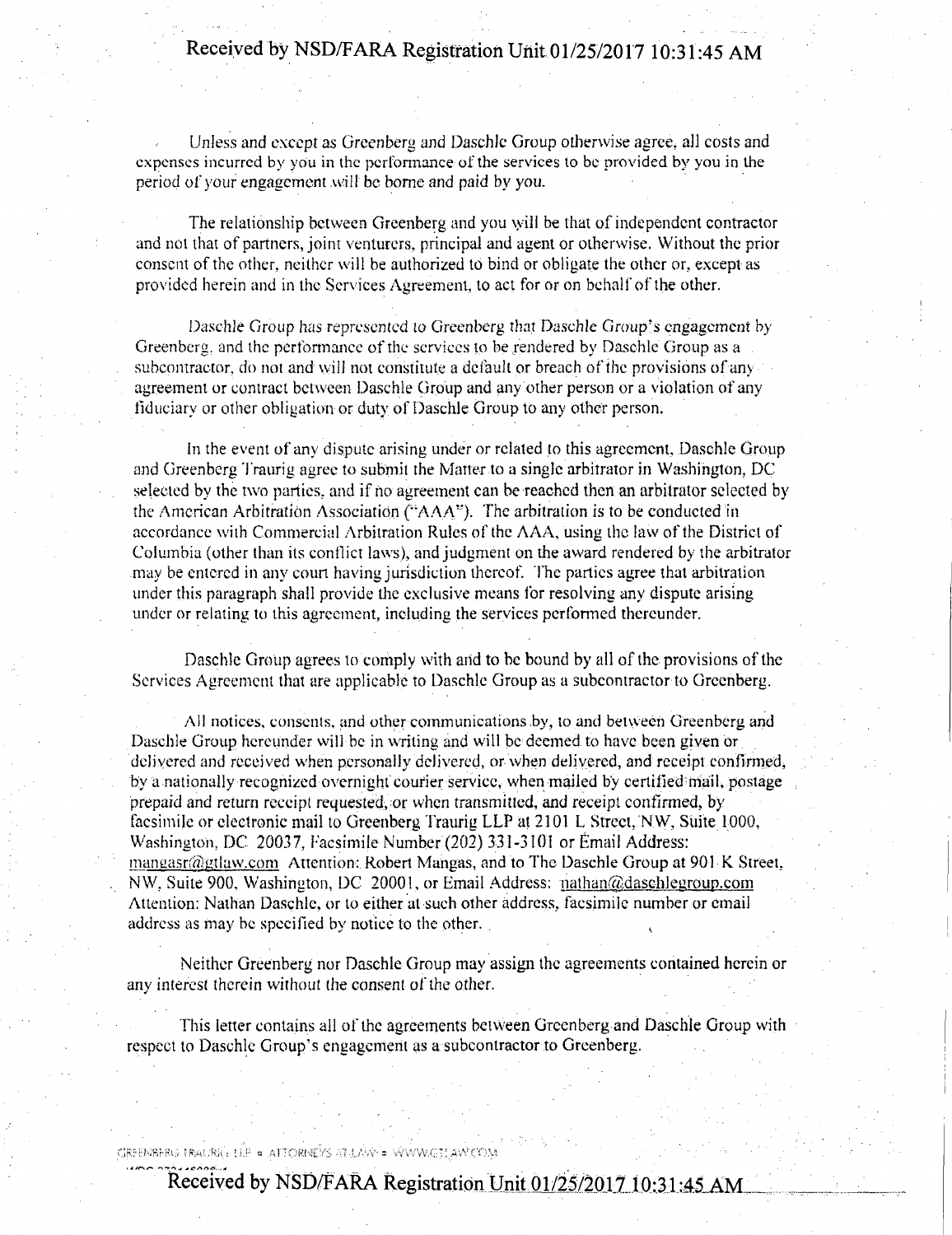Unless and except as Greenberg and Daschle Group otherwise agree, all costs and expenses incurred by you in the performance of the services to be provided by you in the period of your engagement will be borne and paid by you.

The relationship between Greenberg and you will be that of independent contractor and not that of partners, joint venturers, principal and agent or otherwise. Without the prior consent of the other, neither will be authorized to bind or obligate the other or, except as provided herein and in the Services Agreement, to act for or on behalf of the other.

Daschle Group has represented to Greenberg that Daschle Group's engagement by Greenberg, and the performance of the services to be rendered by Daschle Group as a subcontractor, do not and will not constitute a default or breach of the provisions of any agreement or contract between Daschle Group and any other person or a violation of any fiduciary or other obligation or duty of Daschle Group to any other person.

In the event of any dispute arising under or related to this agreement, Daschle Group and Greenberg Traurig agree to submit the Matter to a single arbitrator in Washington, DC selected by the two parties, and if no agreement can be reached then an arbitrator selected by the American Arbitration Association ("AAA"). The arbitration is to be conducted in accordance with Commercial Arbitration Rules of the AAA, using the law of the District of Columbia (other than its conflict laws), and judgment on the award rendered by the arbitrator may be entered in any court having jurisdiction thereof. The parties agree that arbitration under this paragraph shall provide the exclusive means for resolving any dispute arising under or relating to this agreement, including the services performed thereunder.

Daschle Group agrees to comply with and to be bound by all of the provisions of the Services Agreement that are applicable to Daschle Group as a subcontractor to Greenberg.

All notices, consents, and other communications by, to and between Greenberg and Daschle Group hereunder will be in writing and will be deemed to have been given or delivered and received when personally delivered, or when delivered, and receipt confirmed, by a nationally recognized overnight courier service, when mailed by certified mail, postage prepaid and return receipt requested, or when transmitted, and receipt confirmed, by facsimile or electronic mail to Greenberg Traurig LLP at 2101 L Street, NW, Suite 1000, Washington, DC 20037, Facsimile Number (202) 331-3101 or Email Address: mangasr@gtlaw.com Attention: Robert Mangas, and to The Daschle Group at 901 K Street, NW, Suite 900, Washington, DC 20001, or Email Address: nathan@daschlegroup.com Attention: Nathan Daschle, or to either at such other address, facsimile number or email address as may be specified by notice to the other.

Neither Greenberg nor Daschle Group may assign the agreements contained herein or any interest therein without the consent of the other.

This letter contains all of the agreements between Greenberg and Daschle Group with respect to Daschle Group's engagement as a subcontractor to Greenberg.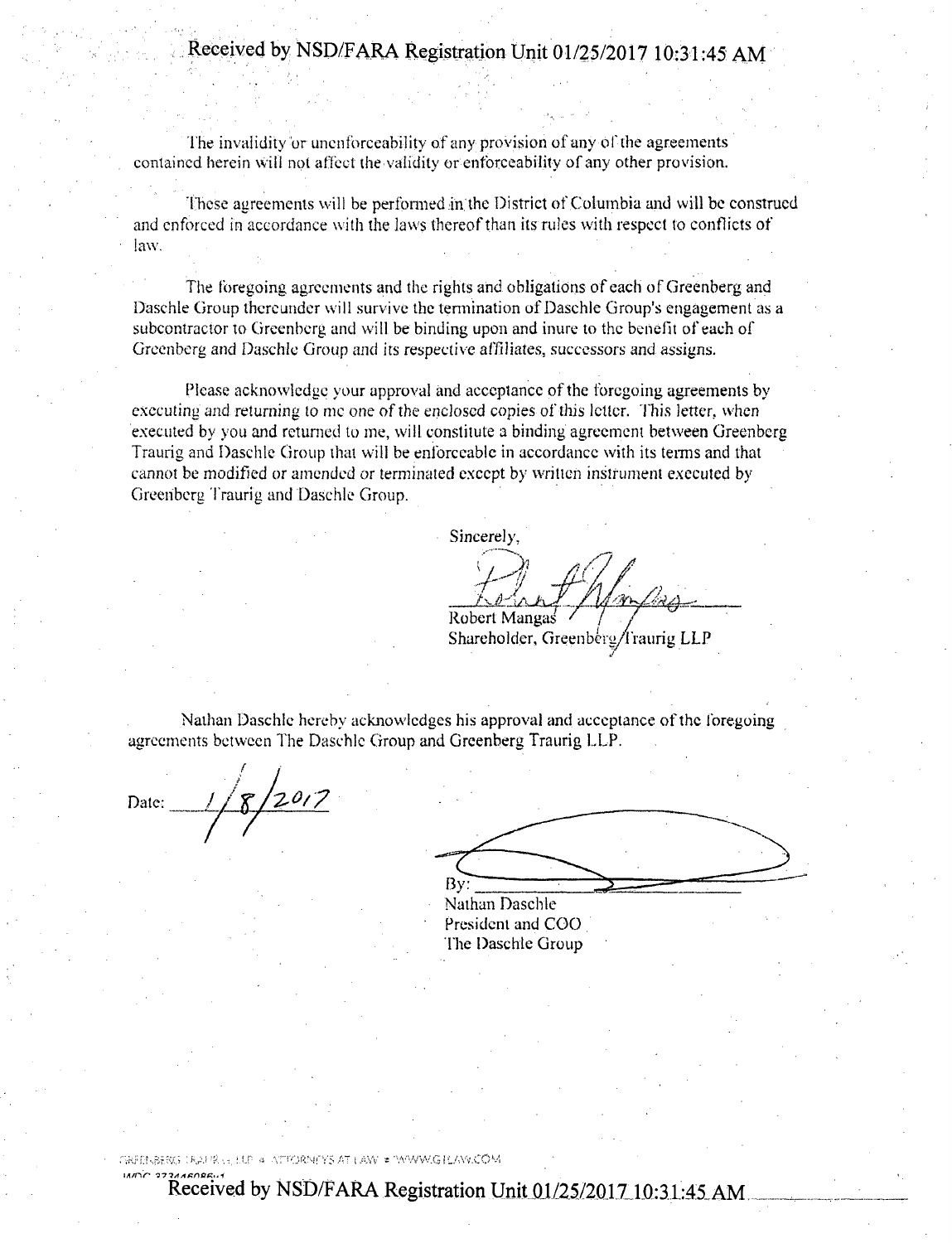The invalidity or unenforceability of any provision of any of the agreements contained herein will not affect the validity or enforceability of any other provision.

These agreements will be performed in the District of Columbia and will be construed and enforced in accordance with the laws thereof than its rules with respect to conflicts of law.

The foregoing agreements and the rights and obligations of each of Greenberg and Daschle Group thereunder will survive the termination of Daschle Group's engagement as a subcontractor to Greenberg and will be binding upon and inure to the benefit of each of Greenberg and Daschle Group and its respective affiliates, successors and assigns.

Please acknowledge your approval and acceptance of the foregoing agreements by executing and returning to me one of the enclosed copies of this letter. This letter, when executed by you and returned to me, will constitute a binding agreement between Greenberg Traurig and Daschle Group that will be enforceable in accordance with its terms and that cannot be modified or amended or terminated except by written instrument executed by Greenberg Traurig and Daschle Group.

Sincerely,

Robert Mangas
Shareholder, Greenberg Traurig LLP

Nathan Daschle hereby acknowledges his approval and acceptance of the foregoing agreements between The Daschle Group and Greenberg Traurig LLP.

Date: 1/8/2017

By: \_\_\_\_\_\_\_\_\_\_\_\_\_\_\_\_
Nathan Daschle
President and COO
The Daschle Group

GREENBERG TRAURIG, LLP ■ ATTORNEYS AT LAW ■ WWW.GTLAW.COM